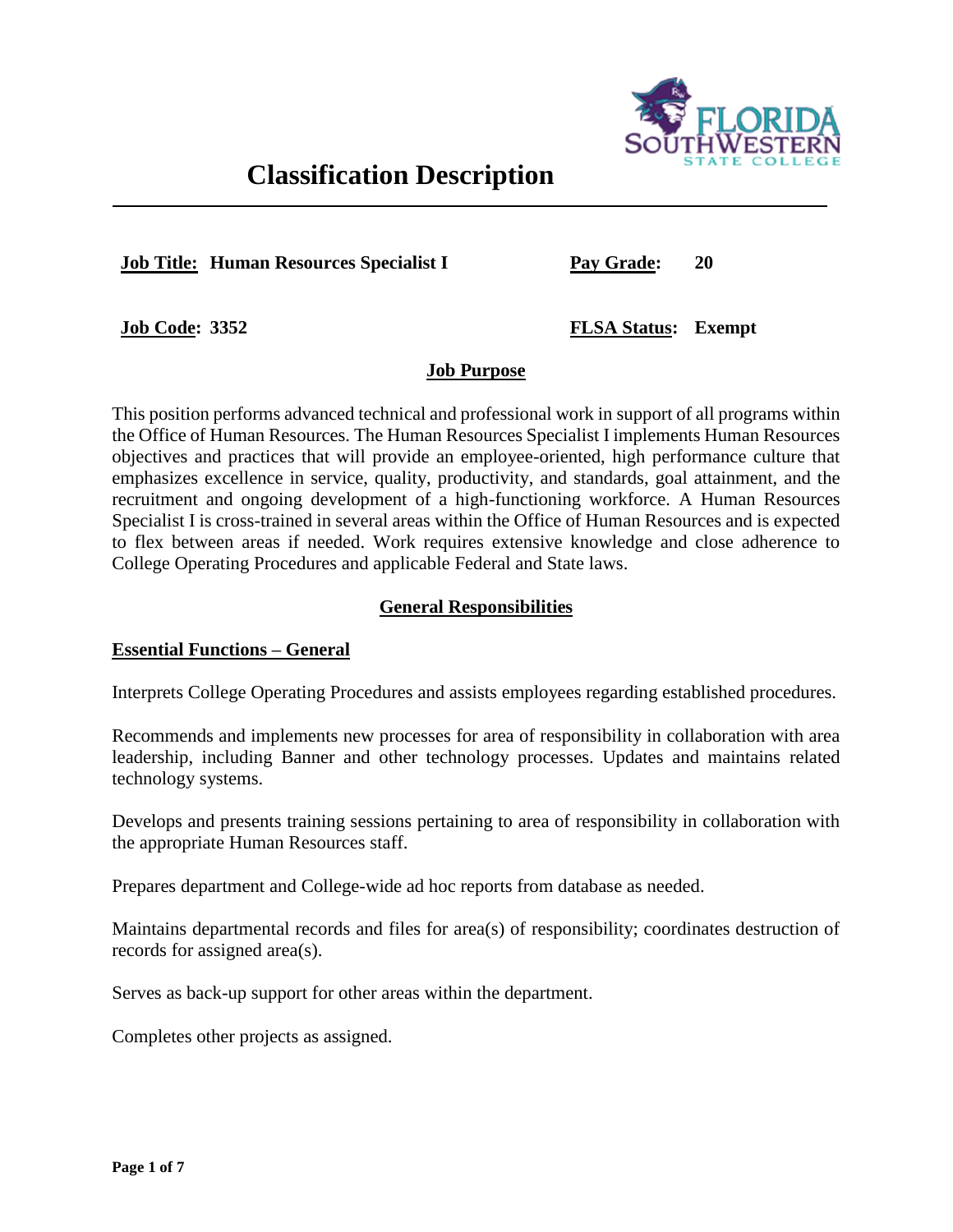# Classification Description

**Job Title: Human Resources Specialist I** | **Pay Grade: 20**

**Job Code: 3352** | **FLSA Status: Exempt**

## Job Purpose

This position performs advanced technical and professional work in support of all programs within the Office of Human Resources. The Human Resources Specialist I implements Human Resources objectives and practices that will provide an employee-oriented, high performance culture that emphasizes excellence in service, quality, productivity, and standards, goal attainment, and the recruitment and ongoing development of a high-functioning workforce. A Human Resources Specialist I is cross-trained in several areas within the Office of Human Resources and is expected to flex between areas if needed. Work requires extensive knowledge and close adherence to College Operating Procedures and applicable Federal and State laws.

## General Responsibilities

### Essential Functions – General

Interprets College Operating Procedures and assists employees regarding established procedures.

Recommends and implements new processes for area of responsibility in collaboration with area leadership, including Banner and other technology processes. Updates and maintains related technology systems.

Develops and presents training sessions pertaining to area of responsibility in collaboration with the appropriate Human Resources staff.

Prepares department and College-wide ad hoc reports from database as needed.

Maintains departmental records and files for area(s) of responsibility; coordinates destruction of records for assigned area(s).

Serves as back-up support for other areas within the department.

Completes other projects as assigned.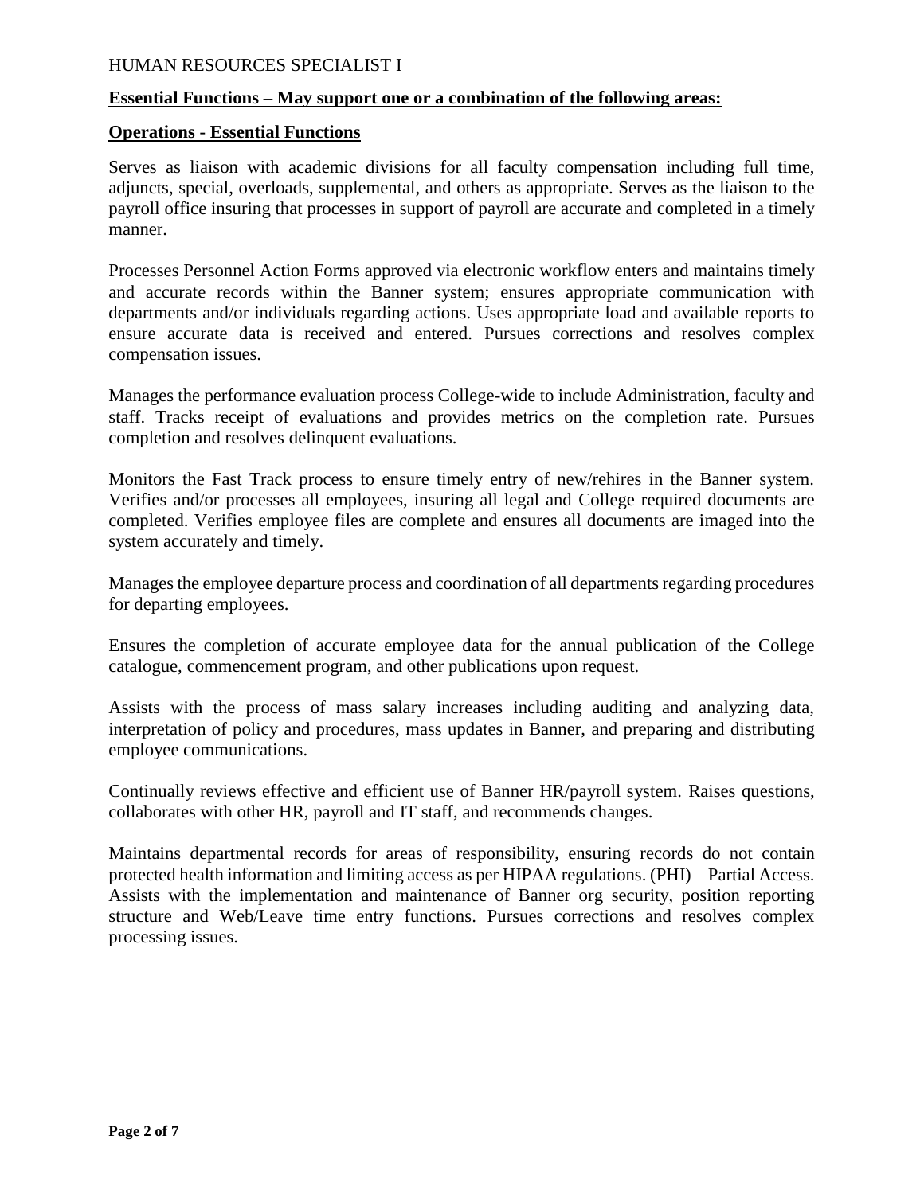HUMAN RESOURCES SPECIALIST I

**Essential Functions – May support one or a combination of the following areas:**

**Operations - Essential Functions**

Serves as liaison with academic divisions for all faculty compensation including full time, adjuncts, special, overloads, supplemental, and others as appropriate. Serves as the liaison to the payroll office insuring that processes in support of payroll are accurate and completed in a timely manner.

Processes Personnel Action Forms approved via electronic workflow enters and maintains timely and accurate records within the Banner system; ensures appropriate communication with departments and/or individuals regarding actions. Uses appropriate load and available reports to ensure accurate data is received and entered. Pursues corrections and resolves complex compensation issues.

Manages the performance evaluation process College-wide to include Administration, faculty and staff. Tracks receipt of evaluations and provides metrics on the completion rate. Pursues completion and resolves delinquent evaluations.

Monitors the Fast Track process to ensure timely entry of new/rehires in the Banner system. Verifies and/or processes all employees, insuring all legal and College required documents are completed. Verifies employee files are complete and ensures all documents are imaged into the system accurately and timely.

Manages the employee departure process and coordination of all departments regarding procedures for departing employees.

Ensures the completion of accurate employee data for the annual publication of the College catalogue, commencement program, and other publications upon request.

Assists with the process of mass salary increases including auditing and analyzing data, interpretation of policy and procedures, mass updates in Banner, and preparing and distributing employee communications.

Continually reviews effective and efficient use of Banner HR/payroll system. Raises questions, collaborates with other HR, payroll and IT staff, and recommends changes.

Maintains departmental records for areas of responsibility, ensuring records do not contain protected health information and limiting access as per HIPAA regulations. (PHI) – Partial Access. Assists with the implementation and maintenance of Banner org security, position reporting structure and Web/Leave time entry functions. Pursues corrections and resolves complex processing issues.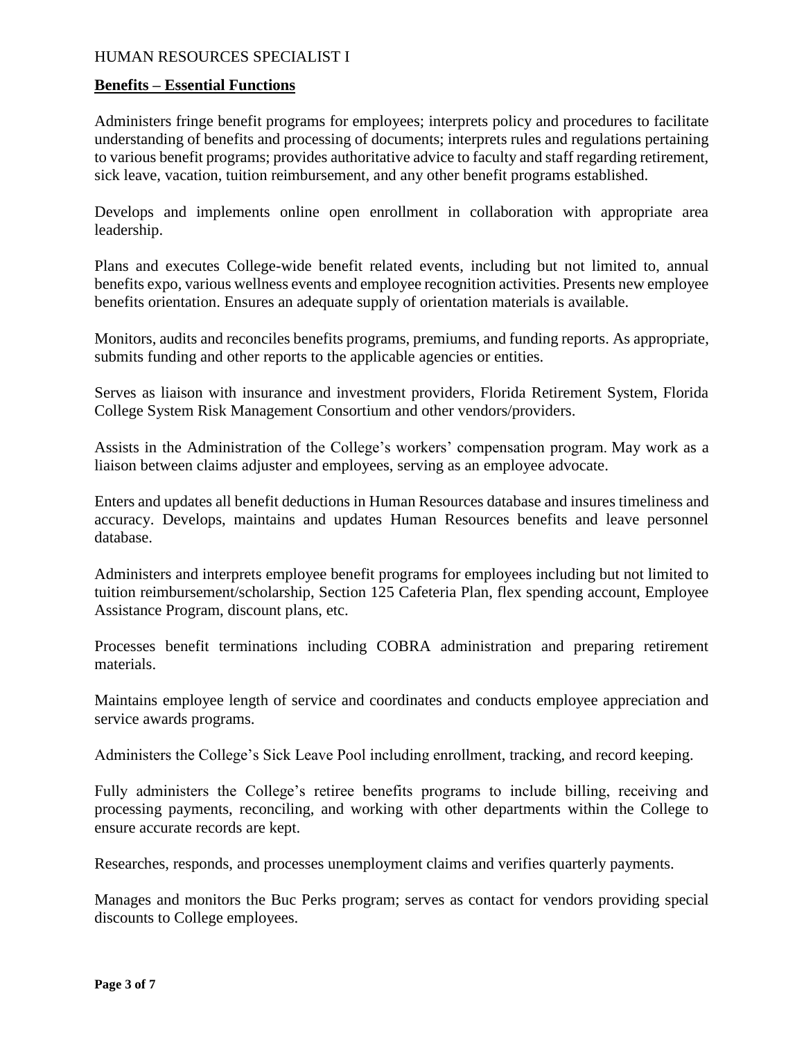HUMAN RESOURCES SPECIALIST I

**Benefits – Essential Functions**

Administers fringe benefit programs for employees; interprets policy and procedures to facilitate understanding of benefits and processing of documents; interprets rules and regulations pertaining to various benefit programs; provides authoritative advice to faculty and staff regarding retirement, sick leave, vacation, tuition reimbursement, and any other benefit programs established.

Develops and implements online open enrollment in collaboration with appropriate area leadership.

Plans and executes College-wide benefit related events, including but not limited to, annual benefits expo, various wellness events and employee recognition activities. Presents new employee benefits orientation. Ensures an adequate supply of orientation materials is available.

Monitors, audits and reconciles benefits programs, premiums, and funding reports. As appropriate, submits funding and other reports to the applicable agencies or entities.

Serves as liaison with insurance and investment providers, Florida Retirement System, Florida College System Risk Management Consortium and other vendors/providers.

Assists in the Administration of the College's workers' compensation program. May work as a liaison between claims adjuster and employees, serving as an employee advocate.

Enters and updates all benefit deductions in Human Resources database and insures timeliness and accuracy. Develops, maintains and updates Human Resources benefits and leave personnel database.

Administers and interprets employee benefit programs for employees including but not limited to tuition reimbursement/scholarship, Section 125 Cafeteria Plan, flex spending account, Employee Assistance Program, discount plans, etc.

Processes benefit terminations including COBRA administration and preparing retirement materials.

Maintains employee length of service and coordinates and conducts employee appreciation and service awards programs.

Administers the College's Sick Leave Pool including enrollment, tracking, and record keeping.

Fully administers the College's retiree benefits programs to include billing, receiving and processing payments, reconciling, and working with other departments within the College to ensure accurate records are kept.

Researches, responds, and processes unemployment claims and verifies quarterly payments.

Manages and monitors the Buc Perks program; serves as contact for vendors providing special discounts to College employees.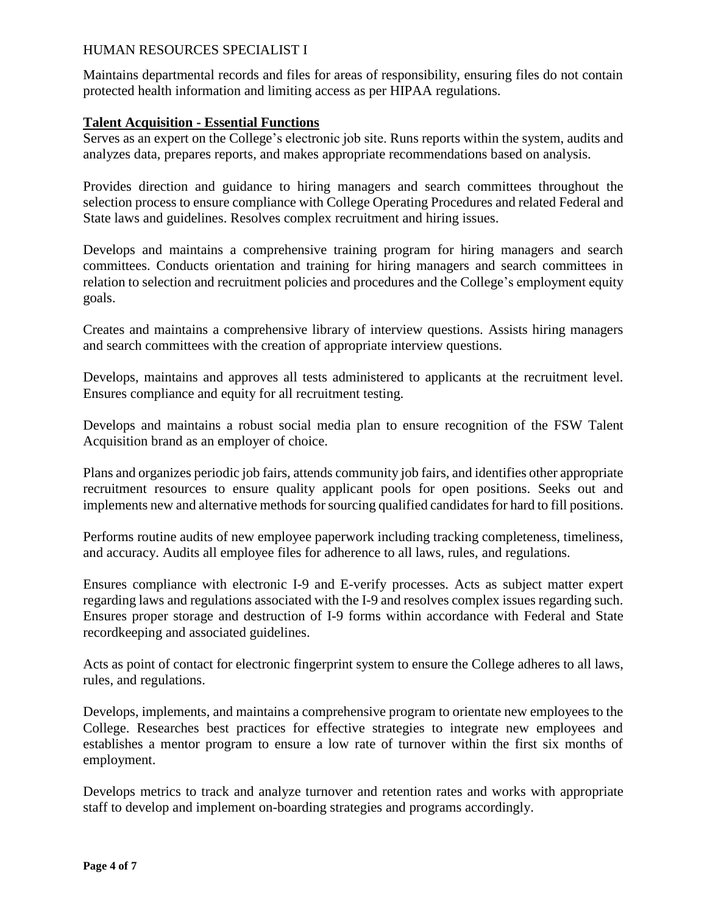Maintains departmental records and files for areas of responsibility, ensuring files do not contain protected health information and limiting access as per HIPAA regulations.

**Talent Acquisition - Essential Functions**

Serves as an expert on the College's electronic job site. Runs reports within the system, audits and analyzes data, prepares reports, and makes appropriate recommendations based on analysis.

Provides direction and guidance to hiring managers and search committees throughout the selection process to ensure compliance with College Operating Procedures and related Federal and State laws and guidelines. Resolves complex recruitment and hiring issues.

Develops and maintains a comprehensive training program for hiring managers and search committees. Conducts orientation and training for hiring managers and search committees in relation to selection and recruitment policies and procedures and the College's employment equity goals.

Creates and maintains a comprehensive library of interview questions. Assists hiring managers and search committees with the creation of appropriate interview questions.

Develops, maintains and approves all tests administered to applicants at the recruitment level. Ensures compliance and equity for all recruitment testing.

Develops and maintains a robust social media plan to ensure recognition of the FSW Talent Acquisition brand as an employer of choice.

Plans and organizes periodic job fairs, attends community job fairs, and identifies other appropriate recruitment resources to ensure quality applicant pools for open positions. Seeks out and implements new and alternative methods for sourcing qualified candidates for hard to fill positions.

Performs routine audits of new employee paperwork including tracking completeness, timeliness, and accuracy. Audits all employee files for adherence to all laws, rules, and regulations.

Ensures compliance with electronic I-9 and E-verify processes. Acts as subject matter expert regarding laws and regulations associated with the I-9 and resolves complex issues regarding such. Ensures proper storage and destruction of I-9 forms within accordance with Federal and State recordkeeping and associated guidelines.

Acts as point of contact for electronic fingerprint system to ensure the College adheres to all laws, rules, and regulations.

Develops, implements, and maintains a comprehensive program to orientate new employees to the College. Researches best practices for effective strategies to integrate new employees and establishes a mentor program to ensure a low rate of turnover within the first six months of employment.

Develops metrics to track and analyze turnover and retention rates and works with appropriate staff to develop and implement on-boarding strategies and programs accordingly.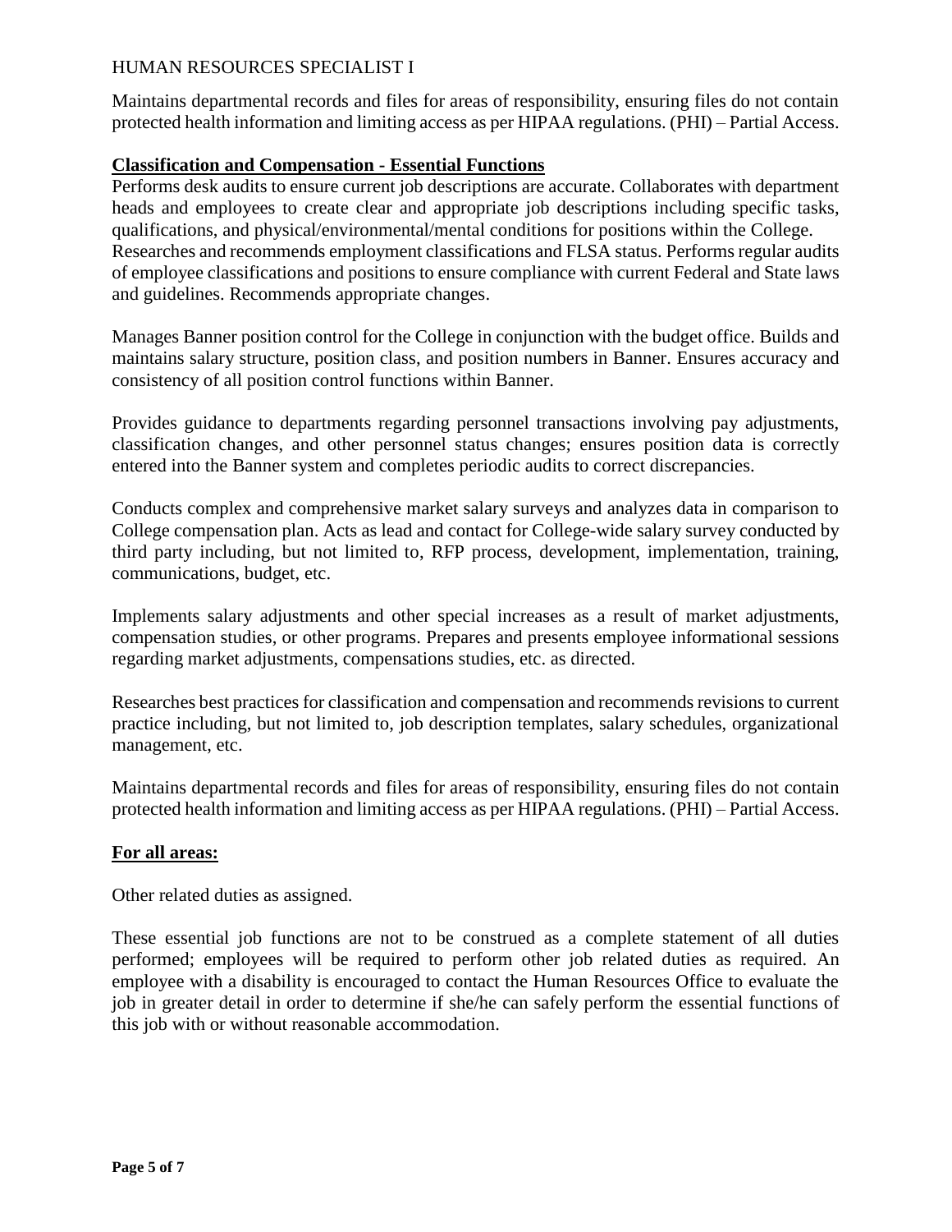Maintains departmental records and files for areas of responsibility, ensuring files do not contain protected health information and limiting access as per HIPAA regulations. (PHI) – Partial Access.

**Classification and Compensation - Essential Functions**

Performs desk audits to ensure current job descriptions are accurate. Collaborates with department heads and employees to create clear and appropriate job descriptions including specific tasks, qualifications, and physical/environmental/mental conditions for positions within the College. Researches and recommends employment classifications and FLSA status. Performs regular audits of employee classifications and positions to ensure compliance with current Federal and State laws and guidelines. Recommends appropriate changes.

Manages Banner position control for the College in conjunction with the budget office. Builds and maintains salary structure, position class, and position numbers in Banner. Ensures accuracy and consistency of all position control functions within Banner.

Provides guidance to departments regarding personnel transactions involving pay adjustments, classification changes, and other personnel status changes; ensures position data is correctly entered into the Banner system and completes periodic audits to correct discrepancies.

Conducts complex and comprehensive market salary surveys and analyzes data in comparison to College compensation plan. Acts as lead and contact for College-wide salary survey conducted by third party including, but not limited to, RFP process, development, implementation, training, communications, budget, etc.

Implements salary adjustments and other special increases as a result of market adjustments, compensation studies, or other programs. Prepares and presents employee informational sessions regarding market adjustments, compensations studies, etc. as directed.

Researches best practices for classification and compensation and recommends revisions to current practice including, but not limited to, job description templates, salary schedules, organizational management, etc.

Maintains departmental records and files for areas of responsibility, ensuring files do not contain protected health information and limiting access as per HIPAA regulations. (PHI) – Partial Access.

**For all areas:**

Other related duties as assigned.

These essential job functions are not to be construed as a complete statement of all duties performed; employees will be required to perform other job related duties as required. An employee with a disability is encouraged to contact the Human Resources Office to evaluate the job in greater detail in order to determine if she/he can safely perform the essential functions of this job with or without reasonable accommodation.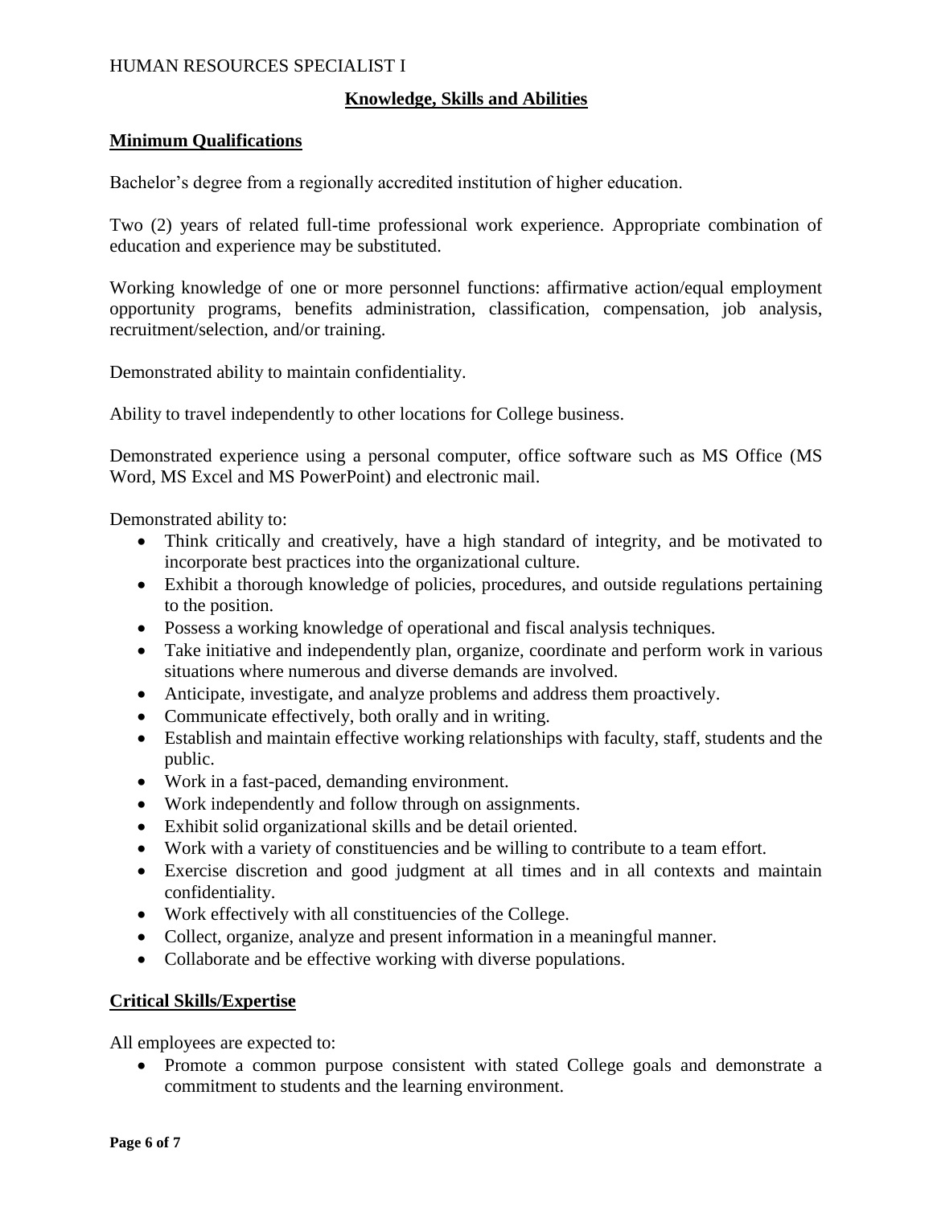## Knowledge, Skills and Abilities

### Minimum Qualifications

Bachelor's degree from a regionally accredited institution of higher education.

Two (2) years of related full-time professional work experience. Appropriate combination of education and experience may be substituted.

Working knowledge of one or more personnel functions: affirmative action/equal employment opportunity programs, benefits administration, classification, compensation, job analysis, recruitment/selection, and/or training.

Demonstrated ability to maintain confidentiality.

Ability to travel independently to other locations for College business.

Demonstrated experience using a personal computer, office software such as MS Office (MS Word, MS Excel and MS PowerPoint) and electronic mail.

Demonstrated ability to:

- Think critically and creatively, have a high standard of integrity, and be motivated to incorporate best practices into the organizational culture.
- Exhibit a thorough knowledge of policies, procedures, and outside regulations pertaining to the position.
- Possess a working knowledge of operational and fiscal analysis techniques.
- Take initiative and independently plan, organize, coordinate and perform work in various situations where numerous and diverse demands are involved.
- Anticipate, investigate, and analyze problems and address them proactively.
- Communicate effectively, both orally and in writing.
- Establish and maintain effective working relationships with faculty, staff, students and the public.
- Work in a fast-paced, demanding environment.
- Work independently and follow through on assignments.
- Exhibit solid organizational skills and be detail oriented.
- Work with a variety of constituencies and be willing to contribute to a team effort.
- Exercise discretion and good judgment at all times and in all contexts and maintain confidentiality.
- Work effectively with all constituencies of the College.
- Collect, organize, analyze and present information in a meaningful manner.
- Collaborate and be effective working with diverse populations.

### Critical Skills/Expertise

All employees are expected to:

- Promote a common purpose consistent with stated College goals and demonstrate a commitment to students and the learning environment.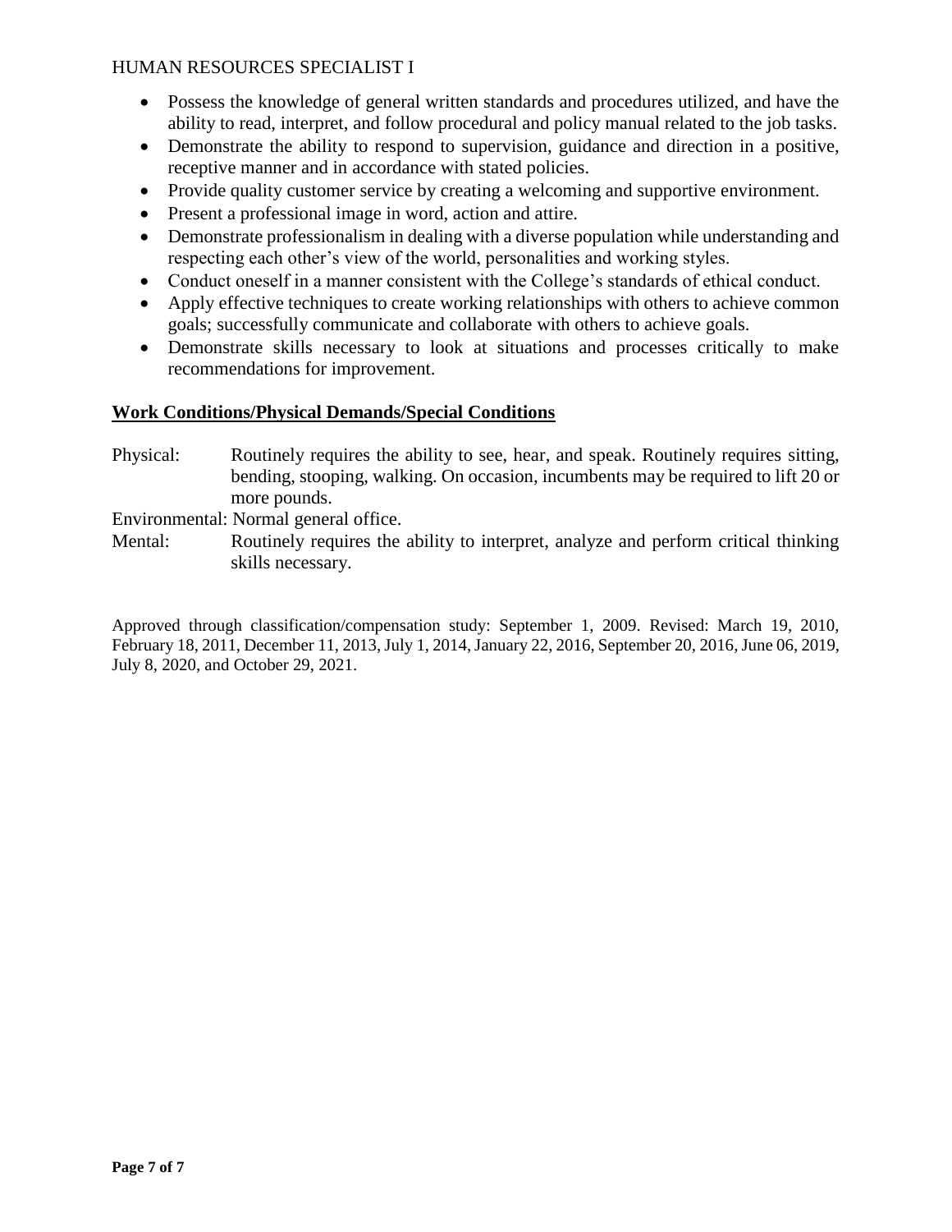- Possess the knowledge of general written standards and procedures utilized, and have the ability to read, interpret, and follow procedural and policy manual related to the job tasks.
- Demonstrate the ability to respond to supervision, guidance and direction in a positive, receptive manner and in accordance with stated policies.
- Provide quality customer service by creating a welcoming and supportive environment.
- Present a professional image in word, action and attire.
- Demonstrate professionalism in dealing with a diverse population while understanding and respecting each other's view of the world, personalities and working styles.
- Conduct oneself in a manner consistent with the College's standards of ethical conduct.
- Apply effective techniques to create working relationships with others to achieve common goals; successfully communicate and collaborate with others to achieve goals.
- Demonstrate skills necessary to look at situations and processes critically to make recommendations for improvement.

**Work Conditions/Physical Demands/Special Conditions**

Physical: Routinely requires the ability to see, hear, and speak. Routinely requires sitting, bending, stooping, walking. On occasion, incumbents may be required to lift 20 or more pounds.

Environmental: Normal general office.

Mental: Routinely requires the ability to interpret, analyze and perform critical thinking skills necessary.

Approved through classification/compensation study: September 1, 2009. Revised: March 19, 2010, February 18, 2011, December 11, 2013, July 1, 2014, January 22, 2016, September 20, 2016, June 06, 2019, July 8, 2020, and October 29, 2021.